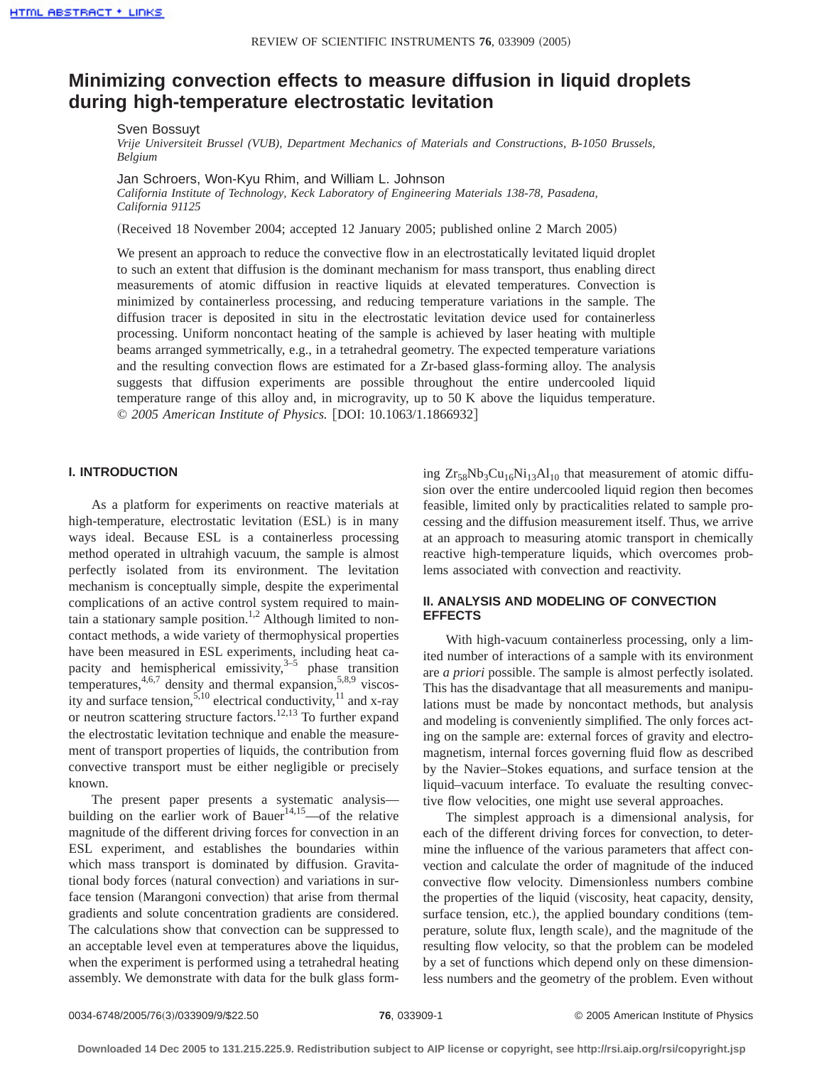# Minimizing convection effects to measure diffusion in liquid droplets during high-temperature electrostatic levitation

Sven Bossuyt
*Vrije Universiteit Brussel (VUB), Department Mechanics of Materials and Constructions, B-1050 Brussels, Belgium*

Jan Schroers, Won-Kyu Rhim, and William L. Johnson
*California Institute of Technology, Keck Laboratory of Engineering Materials 138-78, Pasadena, California 91125*

(Received 18 November 2004; accepted 12 January 2005; published online 2 March 2005)

We present an approach to reduce the convective flow in an electrostatically levitated liquid droplet to such an extent that diffusion is the dominant mechanism for mass transport, thus enabling direct measurements of atomic diffusion in reactive liquids at elevated temperatures. Convection is minimized by containerless processing, and reducing temperature variations in the sample. The diffusion tracer is deposited in situ in the electrostatic levitation device used for containerless processing. Uniform noncontact heating of the sample is achieved by laser heating with multiple beams arranged symmetrically, e.g., in a tetrahedral geometry. The expected temperature variations and the resulting convection flows are estimated for a Zr-based glass-forming alloy. The analysis suggests that diffusion experiments are possible throughout the entire undercooled liquid temperature range of this alloy and, in microgravity, up to 50 K above the liquidus temperature. © *2005 American Institute of Physics.* [DOI: 10.1063/1.1866932]

## I. INTRODUCTION

As a platform for experiments on reactive materials at high-temperature, electrostatic levitation (ESL) is in many ways ideal. Because ESL is a containerless processing method operated in ultrahigh vacuum, the sample is almost perfectly isolated from its environment. The levitation mechanism is conceptually simple, despite the experimental complications of an active control system required to maintain a stationary sample position.[1,2] Although limited to noncontact methods, a wide variety of thermophysical properties have been measured in ESL experiments, including heat capacity and hemispherical emissivity,[3–5] phase transition temperatures,[4,6,7] density and thermal expansion,[5,8,9] viscosity and surface tension,[5,10] electrical conductivity,[11] and x-ray or neutron scattering structure factors.[12,13] To further expand the electrostatic levitation technique and enable the measurement of transport properties of liquids, the contribution from convective transport must be either negligible or precisely known.

The present paper presents a systematic analysis—building on the earlier work of Bauer[14,15]—of the relative magnitude of the different driving forces for convection in an ESL experiment, and establishes the boundaries within which mass transport is dominated by diffusion. Gravitational body forces (natural convection) and variations in surface tension (Marangoni convection) that arise from thermal gradients and solute concentration gradients are considered. The calculations show that convection can be suppressed to an acceptable level even at temperatures above the liquidus, when the experiment is performed using a tetrahedral heating assembly. We demonstrate with data for the bulk glass forming $Zr_{58}Nb_3Cu_{16}Ni_{13}Al_{10}$ that measurement of atomic diffusion over the entire undercooled liquid region then becomes feasible, limited only by practicalities related to sample processing and the diffusion measurement itself. Thus, we arrive at an approach to measuring atomic transport in chemically reactive high-temperature liquids, which overcomes problems associated with convection and reactivity.

## II. ANALYSIS AND MODELING OF CONVECTION EFFECTS

With high-vacuum containerless processing, only a limited number of interactions of a sample with its environment are *a priori* possible. The sample is almost perfectly isolated. This has the disadvantage that all measurements and manipulations must be made by noncontact methods, but analysis and modeling is conveniently simplified. The only forces acting on the sample are: external forces of gravity and electromagnetism, internal forces governing fluid flow as described by the Navier–Stokes equations, and surface tension at the liquid–vacuum interface. To evaluate the resulting convective flow velocities, one might use several approaches.

The simplest approach is a dimensional analysis, for each of the different driving forces for convection, to determine the influence of the various parameters that affect convection and calculate the order of magnitude of the induced convective flow velocity. Dimensionless numbers combine the properties of the liquid (viscosity, heat capacity, density, surface tension, etc.), the applied boundary conditions (temperature, solute flux, length scale), and the magnitude of the resulting flow velocity, so that the problem can be modeled by a set of functions which depend only on these dimensionless numbers and the geometry of the problem. Even without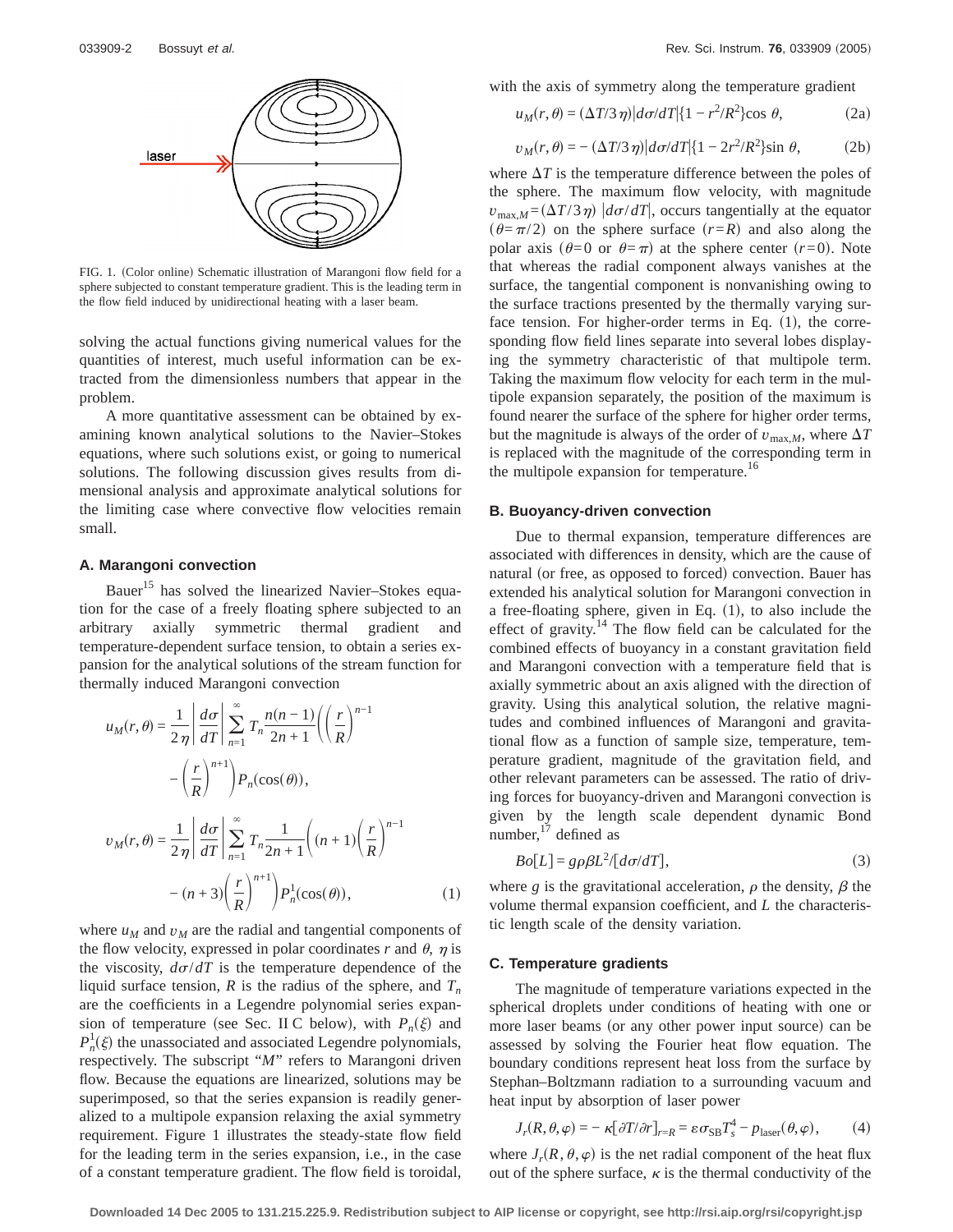FIG. 1. (Color online) Schematic illustration of Marangoni flow field for a sphere subjected to constant temperature gradient. This is the leading term in the flow field induced by unidirectional heating with a laser beam.

solving the actual functions giving numerical values for the quantities of interest, much useful information can be extracted from the dimensionless numbers that appear in the problem.

A more quantitative assessment can be obtained by examining known analytical solutions to the Navier–Stokes equations, where such solutions exist, or going to numerical solutions. The following discussion gives results from dimensional analysis and approximate analytical solutions for the limiting case where convective flow velocities remain small.

### A. Marangoni convection

Bauer[15] has solved the linearized Navier–Stokes equation for the case of a freely floating sphere subjected to an arbitrary axially symmetric thermal gradient and temperature-dependent surface tension, to obtain a series expansion for the analytical solutions of the stream function for thermally induced Marangoni convection

$$u_M(r,\theta) = \frac{1}{2\eta}\left|\frac{d\sigma}{dT}\right| \sum_{n=1}^{\infty} T_n \frac{n(n-1)}{2n+1}\left(\left(\frac{r}{R}\right)^{n-1} - \left(\frac{r}{R}\right)^{n+1}\right) P_n(\cos(\theta)),$$

$$v_M(r,\theta) = \frac{1}{2\eta}\left|\frac{d\sigma}{dT}\right| \sum_{n=1}^{\infty} T_n \frac{1}{2n+1}\left((n+1)\left(\frac{r}{R}\right)^{n-1} - (n+3)\left(\frac{r}{R}\right)^{n+1}\right) P_n^1(\cos(\theta)), \qquad (1)$$

where $u_M$ and $v_M$ are the radial and tangential components of the flow velocity, expressed in polar coordinates $r$ and $\theta$, $\eta$ is the viscosity, $d\sigma/dT$ is the temperature dependence of the liquid surface tension, $R$ is the radius of the sphere, and $T_n$ are the coefficients in a Legendre polynomial series expansion of temperature (see Sec. II C below), with $P_n(\xi)$ and $P_n^1(\xi)$ the unassociated and associated Legendre polynomials, respectively. The subscript "$M$" refers to Marangoni driven flow. Because the equations are linearized, solutions may be superimposed, so that the series expansion is readily generalized to a multipole expansion relaxing the axial symmetry requirement. Figure 1 illustrates the steady-state flow field for the leading term in the series expansion, i.e., in the case of a constant temperature gradient. The flow field is toroidal, with the axis of symmetry along the temperature gradient

$$u_M(r,\theta) = (\Delta T/3\eta)\left|d\sigma/dT\right|\{1 - r^2/R^2\}\cos\theta, \qquad (2a)$$

$$v_M(r,\theta) = -(\Delta T/3\eta)\left|d\sigma/dT\right|\{1 - 2r^2/R^2\}\sin\theta, \qquad (2b)$$

where $\Delta T$ is the temperature difference between the poles of the sphere. The maximum flow velocity, with magnitude $v_{\max,M} = (\Delta T/3\eta)\,|d\sigma/dT|$, occurs tangentially at the equator ($\theta = \pi/2$) on the sphere surface ($r = R$) and also along the polar axis ($\theta = 0$ or $\theta = \pi$) at the sphere center ($r = 0$). Note that whereas the radial component always vanishes at the surface, the tangential component is nonvanishing owing to the surface tractions presented by the thermally varying surface tension. For higher-order terms in Eq. (1), the corresponding flow field lines separate into several lobes displaying the symmetry characteristic of that multipole term. Taking the maximum flow velocity for each term in the multipole expansion separately, the position of the maximum is found nearer the surface of the sphere for higher order terms, but the magnitude is always of the order of $v_{\max,M}$, where $\Delta T$ is replaced with the magnitude of the corresponding term in the multipole expansion for temperature.[16]

### B. Buoyancy-driven convection

Due to thermal expansion, temperature differences are associated with differences in density, which are the cause of natural (or free, as opposed to forced) convection. Bauer has extended his analytical solution for Marangoni convection in a free-floating sphere, given in Eq. (1), to also include the effect of gravity.[14] The flow field can be calculated for the combined effects of buoyancy in a constant gravitation field and Marangoni convection with a temperature field that is axially symmetric about an axis aligned with the direction of gravity. Using this analytical solution, the relative magnitudes and combined influences of Marangoni and gravitational flow as a function of sample size, temperature, temperature gradient, magnitude of the gravitation field, and other relevant parameters can be assessed. The ratio of driving forces for buoyancy-driven and Marangoni convection is given by the length scale dependent dynamic Bond number,[17] defined as

$$Bo[L] = g\rho\beta L^2/[d\sigma/dT], \qquad (3)$$

where $g$ is the gravitational acceleration, $\rho$ the density, $\beta$ the volume thermal expansion coefficient, and $L$ the characteristic length scale of the density variation.

### C. Temperature gradients

The magnitude of temperature variations expected in the spherical droplets under conditions of heating with one or more laser beams (or any other power input source) can be assessed by solving the Fourier heat flow equation. The boundary conditions represent heat loss from the surface by Stephan–Boltzmann radiation to a surrounding vacuum and heat input by absorption of laser power

$$J_r(R,\theta,\varphi) = -\kappa[\partial T/\partial r]_{r=R} = \varepsilon\sigma_{\mathrm{SB}}T_s^4 - p_{\mathrm{laser}}(\theta,\varphi), \qquad (4)$$

where $J_r(R,\theta,\varphi)$ is the net radial component of the heat flux out of the sphere surface, $\kappa$ is the thermal conductivity of the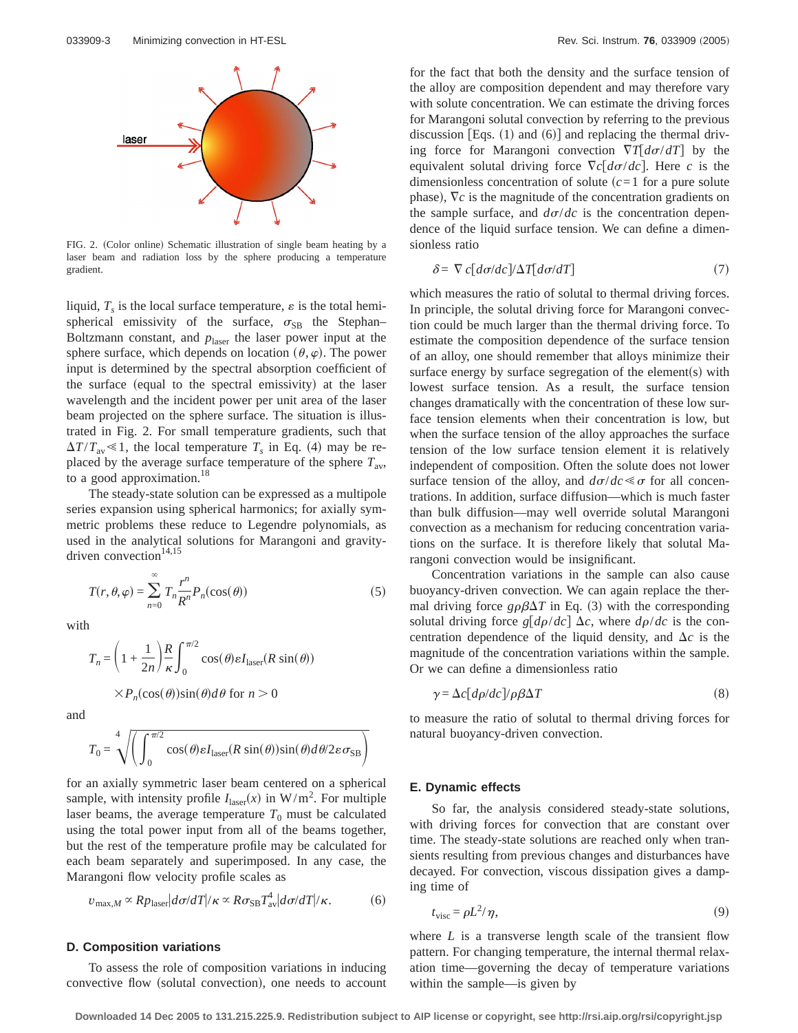FIG. 2. (Color online) Schematic illustration of single beam heating by a laser beam and radiation loss by the sphere producing a temperature gradient.

liquid, $T_s$ is the local surface temperature, $\varepsilon$ is the total hemispherical emissivity of the surface, $\sigma_{\mathrm{SB}}$ the Stephan–Boltzmann constant, and $p_{\mathrm{laser}}$ the laser power input at the sphere surface, which depends on location $(\theta,\varphi)$. The power input is determined by the spectral absorption coefficient of the surface (equal to the spectral emissivity) at the laser wavelength and the incident power per unit area of the laser beam projected on the sphere surface. The situation is illustrated in Fig. 2. For small temperature gradients, such that $\Delta T/T_{\mathrm{av}} \ll 1$, the local temperature $T_s$ in Eq. (4) may be replaced by the average surface temperature of the sphere $T_{\mathrm{av}}$, to a good approximation.[18]

The steady-state solution can be expressed as a multipole series expansion using spherical harmonics; for axially symmetric problems these reduce to Legendre polynomials, as used in the analytical solutions for Marangoni and gravity-driven convection[14,15]

$$T(r,\theta,\varphi) = \sum_{n=0}^{\infty} T_n \frac{r^n}{R^n} P_n(\cos(\theta)) \tag{5}$$

with

$$T_n = \left(1 + \frac{1}{2n}\right)\frac{R}{\kappa}\int_0^{\pi/2} \cos(\theta)\varepsilon I_{\mathrm{laser}}(R\sin(\theta)) \times P_n(\cos(\theta))\sin(\theta)d\theta \text{ for } n > 0$$

and

$$T_0 = \sqrt[4]{\left(\int_0^{\pi/2} \cos(\theta)\varepsilon I_{\mathrm{laser}}(R\sin(\theta))\sin(\theta)d\theta/2\varepsilon\sigma_{\mathrm{SB}}\right)}$$

for an axially symmetric laser beam centered on a spherical sample, with intensity profile $I_{\mathrm{laser}}(x)$ in $\mathrm{W/m^2}$. For multiple laser beams, the average temperature $T_0$ must be calculated using the total power input from all of the beams together, but the rest of the temperature profile may be calculated for each beam separately and superimposed. In any case, the Marangoni flow velocity profile scales as

$$v_{\max,M} \propto R p_{\mathrm{laser}} |d\sigma/dT|/\kappa \propto R\sigma_{\mathrm{SB}} T_{\mathrm{av}}^4 |d\sigma/dT|/\kappa. \tag{6}$$

### D. Composition variations

To assess the role of composition variations in inducing convective flow (solutal convection), one needs to account for the fact that both the density and the surface tension of the alloy are composition dependent and may therefore vary with solute concentration. We can estimate the driving forces for Marangoni solutal convection by referring to the previous discussion [Eqs. (1) and (6)] and replacing the thermal driving force for Marangoni convection $\nabla T[d\sigma/dT]$ by the equivalent solutal driving force $\nabla c[d\sigma/dc]$. Here $c$ is the dimensionless concentration of solute ($c=1$ for a pure solute phase), $\nabla c$ is the magnitude of the concentration gradients on the sample surface, and $d\sigma/dc$ is the concentration dependence of the liquid surface tension. We can define a dimensionless ratio

$$\delta = \nabla c[d\sigma/dc]/\Delta T[d\sigma/dT] \tag{7}$$

which measures the ratio of solutal to thermal driving forces. In principle, the solutal driving force for Marangoni convection could be much larger than the thermal driving force. To estimate the composition dependence of the surface tension of an alloy, one should remember that alloys minimize their surface energy by surface segregation of the element(s) with lowest surface tension. As a result, the surface tension changes dramatically with the concentration of these low surface tension elements when their concentration is low, but when the surface tension of the alloy approaches the surface tension of the low surface tension element it is relatively independent of composition. Often the solute does not lower surface tension of the alloy, and $d\sigma/dc \ll \sigma$ for all concentrations. In addition, surface diffusion—which is much faster than bulk diffusion—may well override solutal Marangoni convection as a mechanism for reducing concentration variations on the surface. It is therefore likely that solutal Marangoni convection would be insignificant.

Concentration variations in the sample can also cause buoyancy-driven convection. We can again replace the thermal driving force $g\rho\beta\Delta T$ in Eq. (3) with the corresponding solutal driving force $g[d\rho/dc]\,\Delta c$, where $d\rho/dc$ is the concentration dependence of the liquid density, and $\Delta c$ is the magnitude of the concentration variations within the sample. Or we can define a dimensionless ratio

$$\gamma = \Delta c[d\rho/dc]/\rho\beta\Delta T \tag{8}$$

to measure the ratio of solutal to thermal driving forces for natural buoyancy-driven convection.

### E. Dynamic effects

So far, the analysis considered steady-state solutions, with driving forces for convection that are constant over time. The steady-state solutions are reached only when transients resulting from previous changes and disturbances have decayed. For convection, viscous dissipation gives a damping time of

$$t_{\mathrm{visc}} = \rho L^2/\eta, \tag{9}$$

where $L$ is a transverse length scale of the transient flow pattern. For changing temperature, the internal thermal relaxation time—governing the decay of temperature variations within the sample—is given by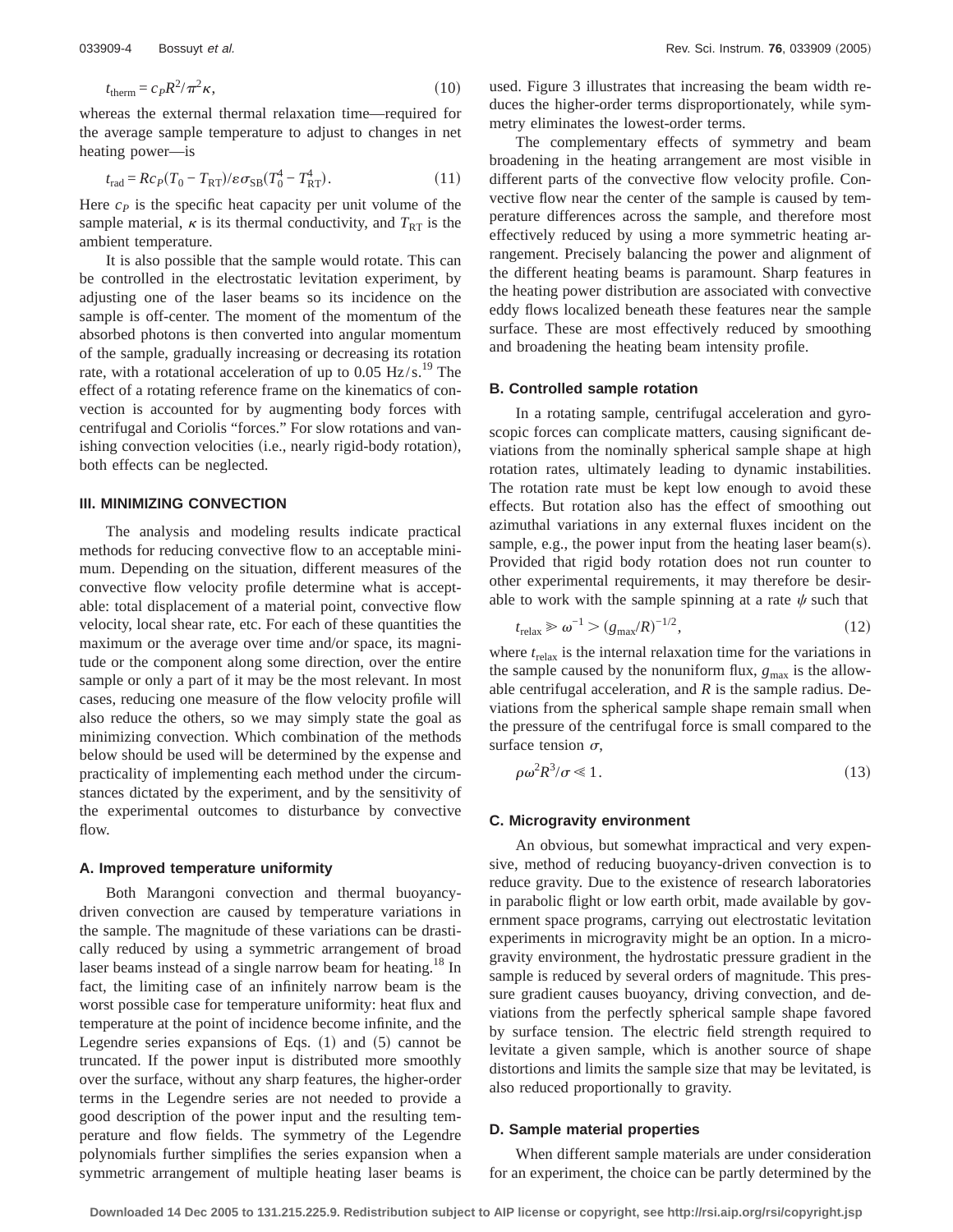$$t_{\mathrm{therm}} = c_P R^2/\pi^2 \kappa, \tag{10}$$

whereas the external thermal relaxation time—required for the average sample temperature to adjust to changes in net heating power—is

$$t_{\mathrm{rad}} = R c_P (T_0 - T_{\mathrm{RT}})/\varepsilon \sigma_{\mathrm{SB}} (T_0^4 - T_{\mathrm{RT}}^4). \tag{11}$$

Here $c_P$ is the specific heat capacity per unit volume of the sample material, $\kappa$ is its thermal conductivity, and $T_{\mathrm{RT}}$ is the ambient temperature.

It is also possible that the sample would rotate. This can be controlled in the electrostatic levitation experiment, by adjusting one of the laser beams so its incidence on the sample is off-center. The moment of the momentum of the absorbed photons is then converted into angular momentum of the sample, gradually increasing or decreasing its rotation rate, with a rotational acceleration of up to 0.05 Hz/s.[19] The effect of a rotating reference frame on the kinematics of convection is accounted for by augmenting body forces with centrifugal and Coriolis "forces." For slow rotations and vanishing convection velocities (i.e., nearly rigid-body rotation), both effects can be neglected.

## III. MINIMIZING CONVECTION

The analysis and modeling results indicate practical methods for reducing convective flow to an acceptable minimum. Depending on the situation, different measures of the convective flow velocity profile determine what is acceptable: total displacement of a material point, convective flow velocity, local shear rate, etc. For each of these quantities the maximum or the average over time and/or space, its magnitude or the component along some direction, over the entire sample or only a part of it may be the most relevant. In most cases, reducing one measure of the flow velocity profile will also reduce the others, so we may simply state the goal as minimizing convection. Which combination of the methods below should be used will be determined by the expense and practicality of implementing each method under the circumstances dictated by the experiment, and by the sensitivity of the experimental outcomes to disturbance by convective flow.

### A. Improved temperature uniformity

Both Marangoni convection and thermal buoyancy-driven convection are caused by temperature variations in the sample. The magnitude of these variations can be drastically reduced by using a symmetric arrangement of broad laser beams instead of a single narrow beam for heating.[18] In fact, the limiting case of an infinitely narrow beam is the worst possible case for temperature uniformity: heat flux and temperature at the point of incidence become infinite, and the Legendre series expansions of Eqs. (1) and (5) cannot be truncated. If the power input is distributed more smoothly over the surface, without any sharp features, the higher-order terms in the Legendre series are not needed to provide a good description of the power input and the resulting temperature and flow fields. The symmetry of the Legendre polynomials further simplifies the series expansion when a symmetric arrangement of multiple heating laser beams is used. Figure 3 illustrates that increasing the beam width reduces the higher-order terms disproportionately, while symmetry eliminates the lowest-order terms.

The complementary effects of symmetry and beam broadening in the heating arrangement are most visible in different parts of the convective flow velocity profile. Convective flow near the center of the sample is caused by temperature differences across the sample, and therefore most effectively reduced by using a more symmetric heating arrangement. Precisely balancing the power and alignment of the different heating beams is paramount. Sharp features in the heating power distribution are associated with convective eddy flows localized beneath these features near the sample surface. These are most effectively reduced by smoothing and broadening the heating beam intensity profile.

### B. Controlled sample rotation

In a rotating sample, centrifugal acceleration and gyroscopic forces can complicate matters, causing significant deviations from the nominally spherical sample shape at high rotation rates, ultimately leading to dynamic instabilities. The rotation rate must be kept low enough to avoid these effects. But rotation also has the effect of smoothing out azimuthal variations in any external fluxes incident on the sample, e.g., the power input from the heating laser beam(s). Provided that rigid body rotation does not run counter to other experimental requirements, it may therefore be desirable to work with the sample spinning at a rate $\psi$ such that

$$t_{\mathrm{relax}} \gg \omega^{-1} > (g_{\max}/R)^{-1/2}, \tag{12}$$

where $t_{\mathrm{relax}}$ is the internal relaxation time for the variations in the sample caused by the nonuniform flux, $g_{\max}$ is the allowable centrifugal acceleration, and $R$ is the sample radius. Deviations from the spherical sample shape remain small when the pressure of the centrifugal force is small compared to the surface tension $\sigma$,

$$\rho \omega^2 R^3/\sigma \ll 1. \tag{13}$$

### C. Microgravity environment

An obvious, but somewhat impractical and very expensive, method of reducing buoyancy-driven convection is to reduce gravity. Due to the existence of research laboratories in parabolic flight or low earth orbit, made available by government space programs, carrying out electrostatic levitation experiments in microgravity might be an option. In a microgravity environment, the hydrostatic pressure gradient in the sample is reduced by several orders of magnitude. This pressure gradient causes buoyancy, driving convection, and deviations from the perfectly spherical sample shape favored by surface tension. The electric field strength required to levitate a given sample, which is another source of shape distortions and limits the sample size that may be levitated, is also reduced proportionally to gravity.

### D. Sample material properties

When different sample materials are under consideration for an experiment, the choice can be partly determined by the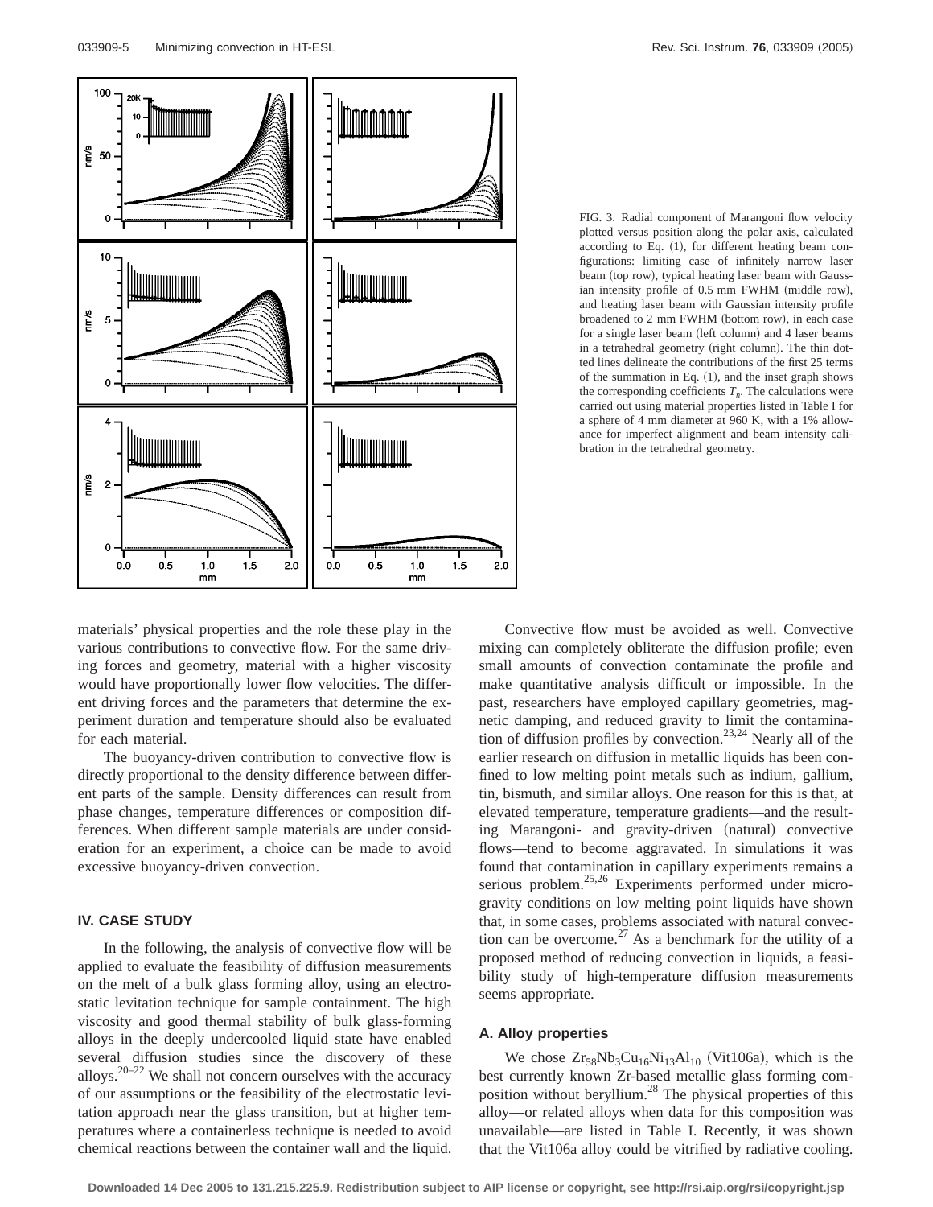FIG. 3. Radial component of Marangoni flow velocity plotted versus position along the polar axis, calculated according to Eq. (1), for different heating beam configurations: limiting case of infinitely narrow laser beam (top row), typical heating laser beam with Gaussian intensity profile of 0.5 mm FWHM (middle row), and heating laser beam with Gaussian intensity profile broadened to 2 mm FWHM (bottom row), in each case for a single laser beam (left column) and 4 laser beams in a tetrahedral geometry (right column). The thin dotted lines delineate the contributions of the first 25 terms of the summation in Eq. (1), and the inset graph shows the corresponding coefficients $T_n$. The calculations were carried out using material properties listed in Table I for a sphere of 4 mm diameter at 960 K, with a 1% allowance for imperfect alignment and beam intensity calibration in the tetrahedral geometry.

materials' physical properties and the role these play in the various contributions to convective flow. For the same driving forces and geometry, material with a higher viscosity would have proportionally lower flow velocities. The different driving forces and the parameters that determine the experiment duration and temperature should also be evaluated for each material.

The buoyancy-driven contribution to convective flow is directly proportional to the density difference between different parts of the sample. Density differences can result from phase changes, temperature differences or composition differences. When different sample materials are under consideration for an experiment, a choice can be made to avoid excessive buoyancy-driven convection.

## IV. CASE STUDY

In the following, the analysis of convective flow will be applied to evaluate the feasibility of diffusion measurements on the melt of a bulk glass forming alloy, using an electrostatic levitation technique for sample containment. The high viscosity and good thermal stability of bulk glass-forming alloys in the deeply undercooled liquid state have enabled several diffusion studies since the discovery of these alloys.[20–22] We shall not concern ourselves with the accuracy of our assumptions or the feasibility of the electrostatic levitation approach near the glass transition, but at higher temperatures where a containerless technique is needed to avoid chemical reactions between the container wall and the liquid.

Convective flow must be avoided as well. Convective mixing can completely obliterate the diffusion profile; even small amounts of convection contaminate the profile and make quantitative analysis difficult or impossible. In the past, researchers have employed capillary geometries, magnetic damping, and reduced gravity to limit the contamination of diffusion profiles by convection.[23,24] Nearly all of the earlier research on diffusion in metallic liquids has been confined to low melting point metals such as indium, gallium, tin, bismuth, and similar alloys. One reason for this is that, at elevated temperature, temperature gradients—and the resulting Marangoni- and gravity-driven (natural) convective flows—tend to become aggravated. In simulations it was found that contamination in capillary experiments remains a serious problem.[25,26] Experiments performed under microgravity conditions on low melting point liquids have shown that, in some cases, problems associated with natural convection can be overcome.[27] As a benchmark for the utility of a proposed method of reducing convection in liquids, a feasibility study of high-temperature diffusion measurements seems appropriate.

### A. Alloy properties

We chose $Zr_{58}Nb_3Cu_{16}Ni_{13}Al_{10}$ (Vit106a), which is the best currently known Zr-based metallic glass forming composition without beryllium.[28] The physical properties of this alloy—or related alloys when data for this composition was unavailable—are listed in Table I. Recently, it was shown that the Vit106a alloy could be vitrified by radiative cooling.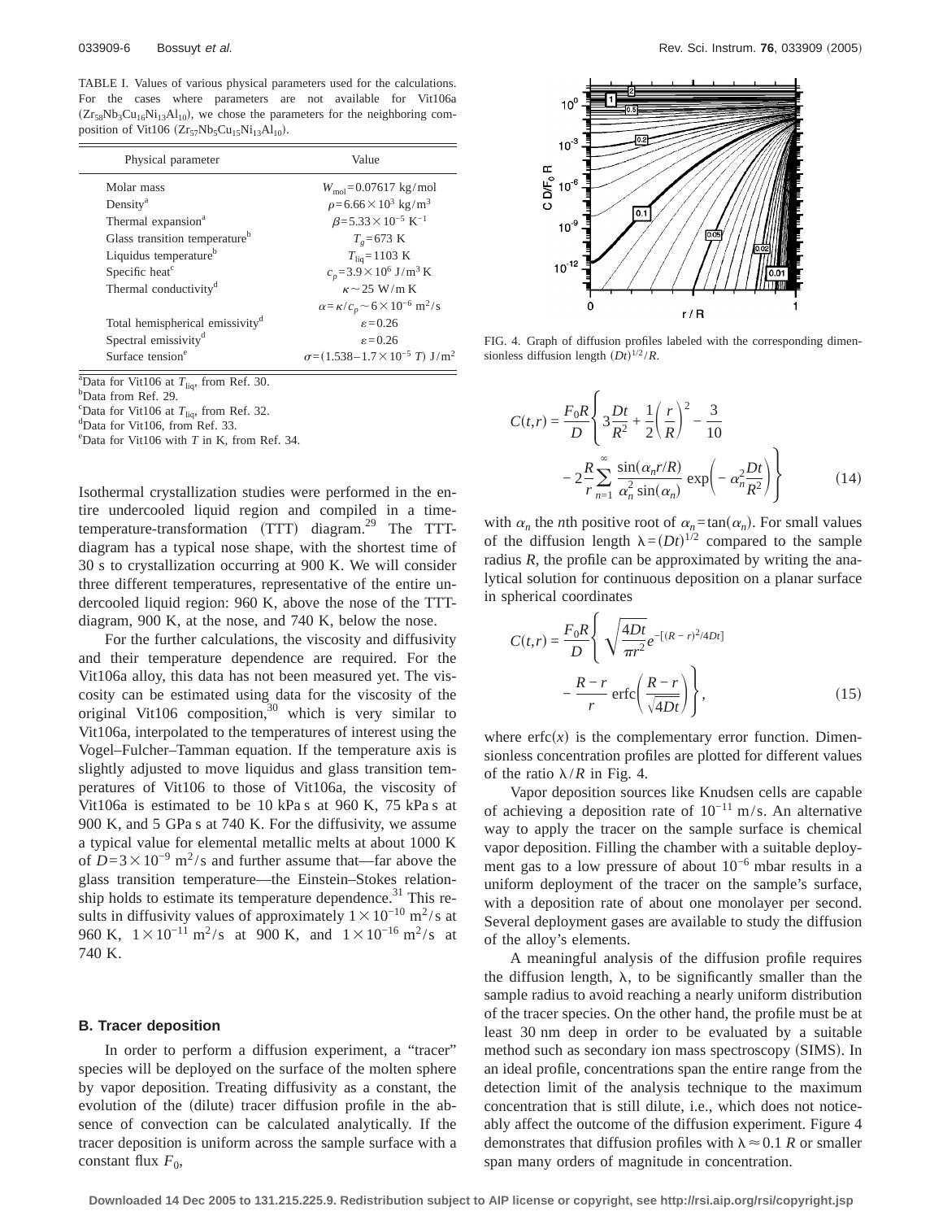TABLE I. Values of various physical parameters used for the calculations. For the cases where parameters are not available for Vit106a ($Zr_{58}Nb_3Cu_{16}Ni_{13}Al_{10}$), we chose the parameters for the neighboring composition of Vit106 ($Zr_{57}Nb_5Cu_{15}Ni_{13}Al_{10}$).

| Physical parameter | Value |
|---|---|
| Molar mass | $W_{mol}=0.07617$ kg/mol |
| Density[a] | $\rho=6.66\times10^3$ kg/m$^3$ |
| Thermal expansion[a] | $\beta=5.33\times10^{-5}$ K$^{-1}$ |
| Glass transition temperature[b] | $T_g=673$ K |
| Liquidus temperature[b] | $T_{liq}=1103$ K |
| Specific heat[c] | $c_p=3.9\times10^6$ J/m$^3$ K |
| Thermal conductivity[d] | $\kappa\sim25$ W/m K |
| | $\alpha=\kappa/c_p\sim6\times10^{-6}$ m$^2$/s |
| Total hemispherical emissivity[d] | $\varepsilon=0.26$ |
| Spectral emissivity[d] | $\varepsilon=0.26$ |
| Surface tension[e] | $\sigma=(1.538-1.7\times10^{-5}\,T)$ J/m$^2$ |

[a]Data for Vit106 at $T_{liq}$, from Ref. 30.
[b]Data from Ref. 29.
[c]Data for Vit106 at $T_{liq}$, from Ref. 32.
[d]Data for Vit106, from Ref. 33.
[e]Data for Vit106 with $T$ in K, from Ref. 34.

Isothermal crystallization studies were performed in the entire undercooled liquid region and compiled in a time-temperature-transformation (TTT) diagram.[29] The TTT-diagram has a typical nose shape, with the shortest time of 30 s to crystallization occurring at 900 K. We will consider three different temperatures, representative of the entire undercooled liquid region: 960 K, above the nose of the TTT-diagram, 900 K, at the nose, and 740 K, below the nose.

For the further calculations, the viscosity and diffusivity and their temperature dependence are required. For the Vit106a alloy, this data has not been measured yet. The viscosity can be estimated using data for the viscosity of the original Vit106 composition,[30] which is very similar to Vit106a, interpolated to the temperatures of interest using the Vogel–Fulcher–Tamman equation. If the temperature axis is slightly adjusted to move liquidus and glass transition temperatures of Vit106 to those of Vit106a, the viscosity of Vit106a is estimated to be 10 kPa s at 960 K, 75 kPa s at 900 K, and 5 GPa s at 740 K. For the diffusivity, we assume a typical value for elemental metallic melts at about 1000 K of $D=3\times10^{-9}$ m$^2$/s and further assume that—far above the glass transition temperature—the Einstein–Stokes relationship holds to estimate its temperature dependence.[31] This results in diffusivity values of approximately $1\times10^{-10}$ m$^2$/s at 960 K, $1\times10^{-11}$ m$^2$/s at 900 K, and $1\times10^{-16}$ m$^2$/s at 740 K.

### B. Tracer deposition

In order to perform a diffusion experiment, a "tracer" species will be deployed on the surface of the molten sphere by vapor deposition. Treating diffusivity as a constant, the evolution of the (dilute) tracer diffusion profile in the absence of convection can be calculated analytically. If the tracer deposition is uniform across the sample surface with a constant flux $F_0$,

FIG. 4. Graph of diffusion profiles labeled with the corresponding dimensionless diffusion length $(Dt)^{1/2}/R$.

$$C(t,r)=\frac{F_0R}{D}\left\{3\frac{Dt}{R^2}+\frac{1}{2}\left(\frac{r}{R}\right)^2-\frac{3}{10}-2\frac{R}{r}\sum_{n=1}^{\infty}\frac{\sin(\alpha_n r/R)}{\alpha_n^2\sin(\alpha_n)}\exp\left(-\alpha_n^2\frac{Dt}{R^2}\right)\right\}\tag{14}$$

with $\alpha_n$ the $n$th positive root of $\alpha_n=\tan(\alpha_n)$. For small values of the diffusion length $\lambda=(Dt)^{1/2}$ compared to the sample radius $R$, the profile can be approximated by writing the analytical solution for continuous deposition on a planar surface in spherical coordinates

$$C(t,r)=\frac{F_0R}{D}\left\{\sqrt{\frac{4Dt}{\pi r^2}}e^{-[(R-r)^2/4Dt]}-\frac{R-r}{r}\,\mathrm{erfc}\left(\frac{R-r}{\sqrt{4Dt}}\right)\right\},\tag{15}$$

where $\mathrm{erfc}(x)$ is the complementary error function. Dimensionless concentration profiles are plotted for different values of the ratio $\lambda/R$ in Fig. 4.

Vapor deposition sources like Knudsen cells are capable of achieving a deposition rate of $10^{-11}$ m/s. An alternative way to apply the tracer on the sample surface is chemical vapor deposition. Filling the chamber with a suitable deployment gas to a low pressure of about $10^{-6}$ mbar results in a uniform deployment of the tracer on the sample's surface, with a deposition rate of about one monolayer per second. Several deployment gases are available to study the diffusion of the alloy's elements.

A meaningful analysis of the diffusion profile requires the diffusion length, $\lambda$, to be significantly smaller than the sample radius to avoid reaching a nearly uniform distribution of the tracer species. On the other hand, the profile must be at least 30 nm deep in order to be evaluated by a suitable method such as secondary ion mass spectroscopy (SIMS). In an ideal profile, concentrations span the entire range from the detection limit of the analysis technique to the maximum concentration that is still dilute, i.e., which does not noticeably affect the outcome of the diffusion experiment. Figure 4 demonstrates that diffusion profiles with $\lambda\approx0.1\,R$ or smaller span many orders of magnitude in concentration.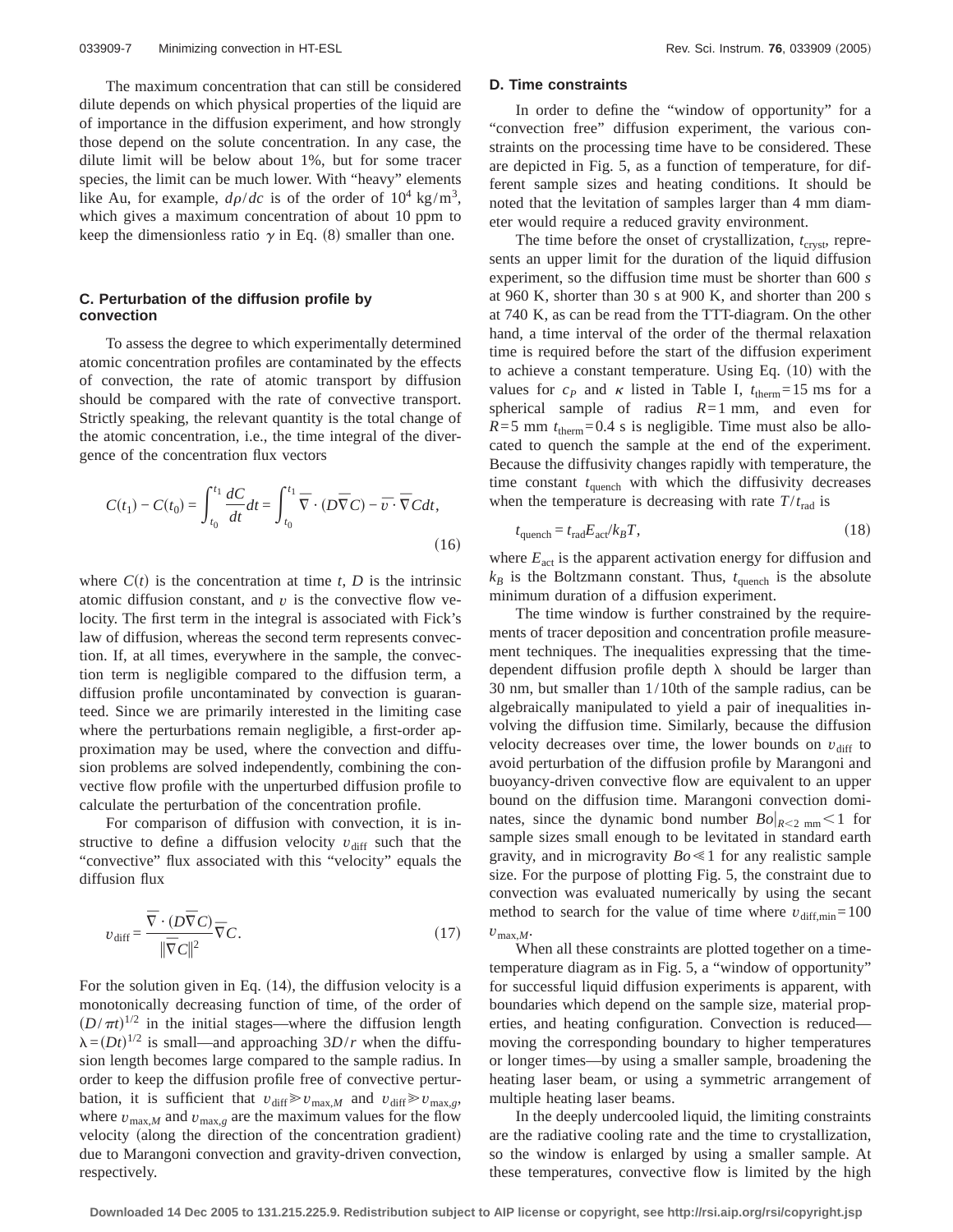The maximum concentration that can still be considered dilute depends on which physical properties of the liquid are of importance in the diffusion experiment, and how strongly those depend on the solute concentration. In any case, the dilute limit will be below about 1%, but for some tracer species, the limit can be much lower. With "heavy" elements like Au, for example, $d\rho/dc$ is of the order of $10^4$ kg/m$^3$, which gives a maximum concentration of about 10 ppm to keep the dimensionless ratio $\gamma$ in Eq. (8) smaller than one.

### C. Perturbation of the diffusion profile by convection

To assess the degree to which experimentally determined atomic concentration profiles are contaminated by the effects of convection, the rate of atomic transport by diffusion should be compared with the rate of convective transport. Strictly speaking, the relevant quantity is the total change of the atomic concentration, i.e., the time integral of the divergence of the concentration flux vectors

$$C(t_1) - C(t_0) = \int_{t_0}^{t_1} \frac{dC}{dt} dt = \int_{t_0}^{t_1} \overline{\nabla} \cdot (D\overline{\nabla}C) - \overline{v} \cdot \overline{\nabla}C dt, \tag{16}$$

where $C(t)$ is the concentration at time $t$, $D$ is the intrinsic atomic diffusion constant, and $v$ is the convective flow velocity. The first term in the integral is associated with Fick's law of diffusion, whereas the second term represents convection. If, at all times, everywhere in the sample, the convection term is negligible compared to the diffusion term, a diffusion profile uncontaminated by convection is guaranteed. Since we are primarily interested in the limiting case where the perturbations remain negligible, a first-order approximation may be used, where the convection and diffusion problems are solved independently, combining the convective flow profile with the unperturbed diffusion profile to calculate the perturbation of the concentration profile.

For comparison of diffusion with convection, it is instructive to define a diffusion velocity $v_{\text{diff}}$ such that the "convective" flux associated with this "velocity" equals the diffusion flux

$$v_{\text{diff}} = \frac{\overline{\nabla} \cdot (D\overline{\nabla}C)}{\|\overline{\nabla}C\|^2} \overline{\nabla}C. \tag{17}$$

For the solution given in Eq. (14), the diffusion velocity is a monotonically decreasing function of time, of the order of $(D/\pi t)^{1/2}$ in the initial stages—where the diffusion length $\lambda = (Dt)^{1/2}$ is small—and approaching $3D/r$ when the diffusion length becomes large compared to the sample radius. In order to keep the diffusion profile free of convective perturbation, it is sufficient that $v_{\text{diff}} \gg v_{\max,M}$ and $v_{\text{diff}} \gg v_{\max,g}$, where $v_{\max,M}$ and $v_{\max,g}$ are the maximum values for the flow velocity (along the direction of the concentration gradient) due to Marangoni convection and gravity-driven convection, respectively.

### D. Time constraints

In order to define the "window of opportunity" for a "convection free" diffusion experiment, the various constraints on the processing time have to be considered. These are depicted in Fig. 5, as a function of temperature, for different sample sizes and heating conditions. It should be noted that the levitation of samples larger than 4 mm diameter would require a reduced gravity environment.

The time before the onset of crystallization, $t_{\text{cryst}}$, represents an upper limit for the duration of the liquid diffusion experiment, so the diffusion time must be shorter than 600 *s* at 960 K, shorter than 30 s at 900 K, and shorter than 200 s at 740 K, as can be read from the TTT-diagram. On the other hand, a time interval of the order of the thermal relaxation time is required before the start of the diffusion experiment to achieve a constant temperature. Using Eq. (10) with the values for $c_P$ and $\kappa$ listed in Table I, $t_{\text{therm}} = 15$ ms for a spherical sample of radius $R = 1$ mm, and even for $R = 5$ mm $t_{\text{therm}} = 0.4$ s is negligible. Time must also be allocated to quench the sample at the end of the experiment. Because the diffusivity changes rapidly with temperature, the time constant $t_{\text{quench}}$ with which the diffusivity decreases when the temperature is decreasing with rate $T/t_{\text{rad}}$ is

$$t_{\text{quench}} = t_{\text{rad}} E_{\text{act}} / k_B T, \tag{18}$$

where $E_{\text{act}}$ is the apparent activation energy for diffusion and $k_B$ is the Boltzmann constant. Thus, $t_{\text{quench}}$ is the absolute minimum duration of a diffusion experiment.

The time window is further constrained by the requirements of tracer deposition and concentration profile measurement techniques. The inequalities expressing that the time-dependent diffusion profile depth $\lambda$ should be larger than 30 nm, but smaller than 1/10th of the sample radius, can be algebraically manipulated to yield a pair of inequalities involving the diffusion time. Similarly, because the diffusion velocity decreases over time, the lower bounds on $v_{\text{diff}}$ to avoid perturbation of the diffusion profile by Marangoni and buoyancy-driven convective flow are equivalent to an upper bound on the diffusion time. Marangoni convection dominates, since the dynamic bond number $Bo|_{R<2\text{ mm}} < 1$ for sample sizes small enough to be levitated in standard earth gravity, and in microgravity $Bo \ll 1$ for any realistic sample size. For the purpose of plotting Fig. 5, the constraint due to convection was evaluated numerically by using the secant method to search for the value of time where $v_{\text{diff,min}} = 100\, v_{\max,M}$.

When all these constraints are plotted together on a time-temperature diagram as in Fig. 5, a "window of opportunity" for successful liquid diffusion experiments is apparent, with boundaries which depend on the sample size, material properties, and heating configuration. Convection is reduced—moving the corresponding boundary to higher temperatures or longer times—by using a smaller sample, broadening the heating laser beam, or using a symmetric arrangement of multiple heating laser beams.

In the deeply undercooled liquid, the limiting constraints are the radiative cooling rate and the time to crystallization, so the window is enlarged by using a smaller sample. At these temperatures, convective flow is limited by the high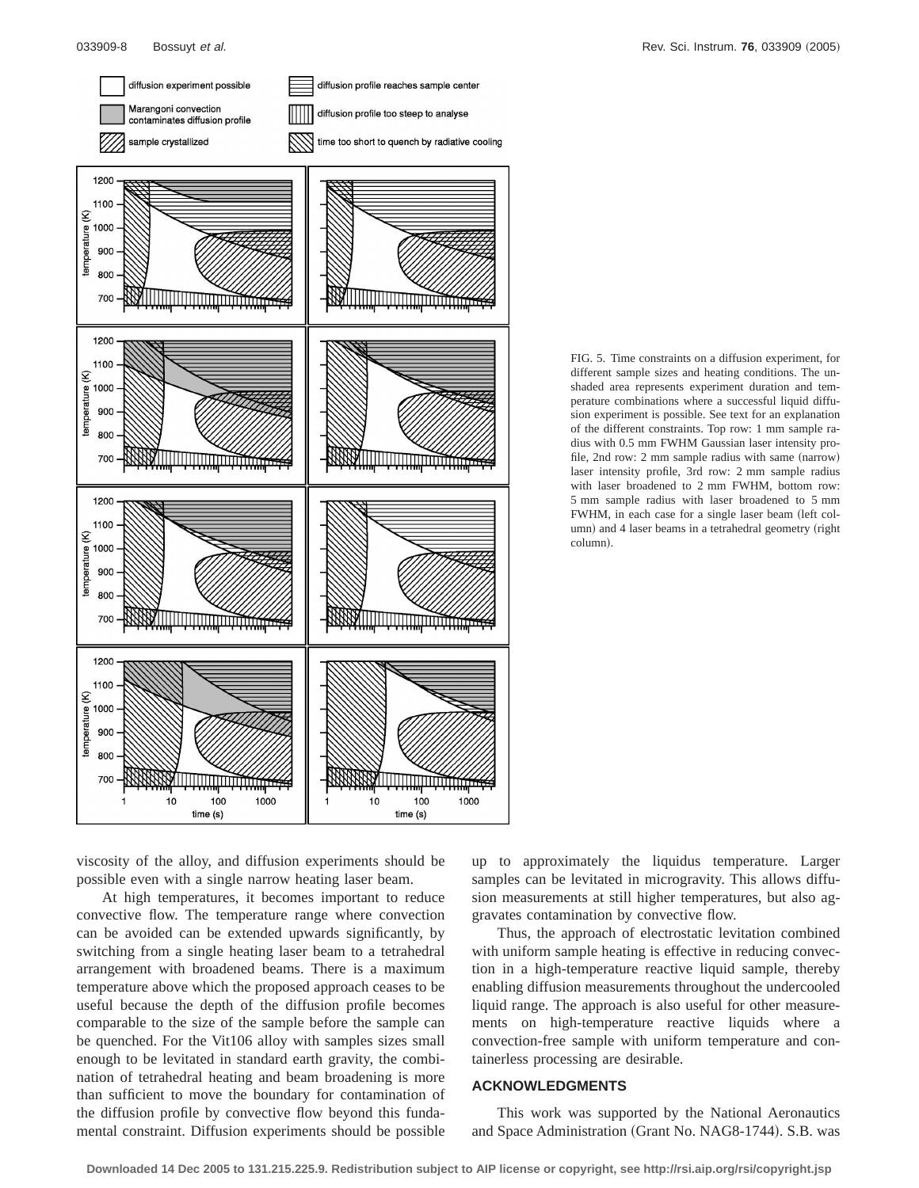FIG. 5. Time constraints on a diffusion experiment, for different sample sizes and heating conditions. The unshaded area represents experiment duration and temperature combinations where a successful liquid diffusion experiment is possible. See text for an explanation of the different constraints. Top row: 1 mm sample radius with 0.5 mm FWHM Gaussian laser intensity profile, 2nd row: 2 mm sample radius with same (narrow) laser intensity profile, 3rd row: 2 mm sample radius with laser broadened to 2 mm FWHM, bottom row: 5 mm sample radius with laser broadened to 5 mm FWHM, in each case for a single laser beam (left column) and 4 laser beams in a tetrahedral geometry (right column).

viscosity of the alloy, and diffusion experiments should be possible even with a single narrow heating laser beam.

At high temperatures, it becomes important to reduce convective flow. The temperature range where convection can be avoided can be extended upwards significantly, by switching from a single heating laser beam to a tetrahedral arrangement with broadened beams. There is a maximum temperature above which the proposed approach ceases to be useful because the depth of the diffusion profile becomes comparable to the size of the sample before the sample can be quenched. For the Vit106 alloy with samples sizes small enough to be levitated in standard earth gravity, the combination of tetrahedral heating and beam broadening is more than sufficient to move the boundary for contamination of the diffusion profile by convective flow beyond this fundamental constraint. Diffusion experiments should be possible up to approximately the liquidus temperature. Larger samples can be levitated in microgravity. This allows diffusion measurements at still higher temperatures, but also aggravates contamination by convective flow.

Thus, the approach of electrostatic levitation combined with uniform sample heating is effective in reducing convection in a high-temperature reactive liquid sample, thereby enabling diffusion measurements throughout the undercooled liquid range. The approach is also useful for other measurements on high-temperature reactive liquids where a convection-free sample with uniform temperature and containerless processing are desirable.

## ACKNOWLEDGMENTS

This work was supported by the National Aeronautics and Space Administration (Grant No. NAG8-1744). S.B. was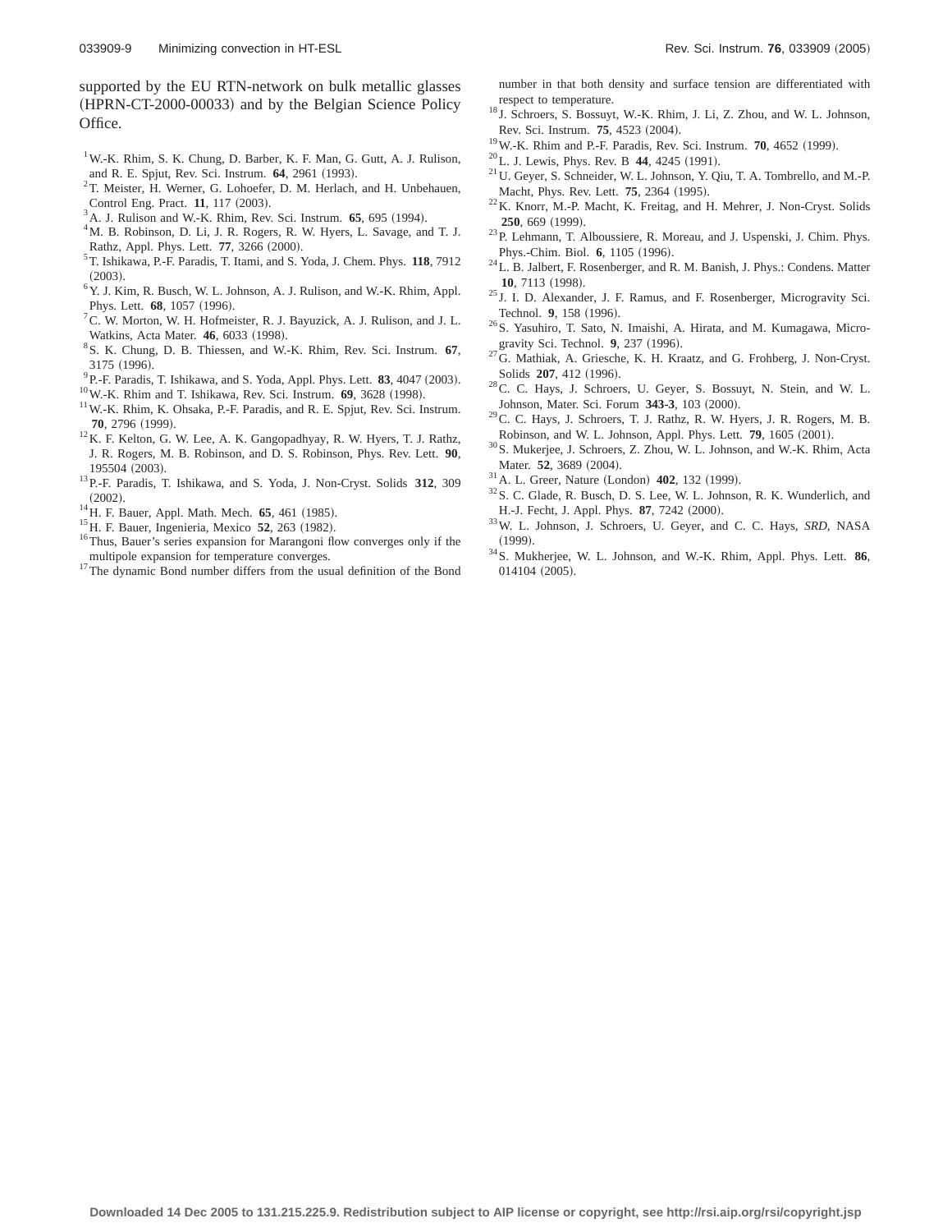supported by the EU RTN-network on bulk metallic glasses (HPRN-CT-2000-00033) and by the Belgian Science Policy Office.

[1] W.-K. Rhim, S. K. Chung, D. Barber, K. F. Man, G. Gutt, A. J. Rulison, and R. E. Spjut, Rev. Sci. Instrum. **64**, 2961 (1993).
[2] T. Meister, H. Werner, G. Lohoefer, D. M. Herlach, and H. Unbehauen, Control Eng. Pract. **11**, 117 (2003).
[3] A. J. Rulison and W.-K. Rhim, Rev. Sci. Instrum. **65**, 695 (1994).
[4] M. B. Robinson, D. Li, J. R. Rogers, R. W. Hyers, L. Savage, and T. J. Rathz, Appl. Phys. Lett. **77**, 3266 (2000).
[5] T. Ishikawa, P.-F. Paradis, T. Itami, and S. Yoda, J. Chem. Phys. **118**, 7912 (2003).
[6] Y. J. Kim, R. Busch, W. L. Johnson, A. J. Rulison, and W.-K. Rhim, Appl. Phys. Lett. **68**, 1057 (1996).
[7] C. W. Morton, W. H. Hofmeister, R. J. Bayuzick, A. J. Rulison, and J. L. Watkins, Acta Mater. **46**, 6033 (1998).
[8] S. K. Chung, D. B. Thiessen, and W.-K. Rhim, Rev. Sci. Instrum. **67**, 3175 (1996).
[9] P.-F. Paradis, T. Ishikawa, and S. Yoda, Appl. Phys. Lett. **83**, 4047 (2003).
[10] W.-K. Rhim and T. Ishikawa, Rev. Sci. Instrum. **69**, 3628 (1998).
[11] W.-K. Rhim, K. Ohsaka, P.-F. Paradis, and R. E. Spjut, Rev. Sci. Instrum. **70**, 2796 (1999).
[12] K. F. Kelton, G. W. Lee, A. K. Gangopadhyay, R. W. Hyers, T. J. Rathz, J. R. Rogers, M. B. Robinson, and D. S. Robinson, Phys. Rev. Lett. **90**, 195504 (2003).
[13] P.-F. Paradis, T. Ishikawa, and S. Yoda, J. Non-Cryst. Solids **312**, 309 (2002).
[14] H. F. Bauer, Appl. Math. Mech. **65**, 461 (1985).
[15] H. F. Bauer, Ingenieria, Mexico **52**, 263 (1982).
[16] Thus, Bauer's series expansion for Marangoni flow converges only if the multipole expansion for temperature converges.
[17] The dynamic Bond number differs from the usual definition of the Bond number in that both density and surface tension are differentiated with respect to temperature.
[18] J. Schroers, S. Bossuyt, W.-K. Rhim, J. Li, Z. Zhou, and W. L. Johnson, Rev. Sci. Instrum. **75**, 4523 (2004).
[19] W.-K. Rhim and P.-F. Paradis, Rev. Sci. Instrum. **70**, 4652 (1999).
[20] L. J. Lewis, Phys. Rev. B **44**, 4245 (1991).
[21] U. Geyer, S. Schneider, W. L. Johnson, Y. Qiu, T. A. Tombrello, and M.-P. Macht, Phys. Rev. Lett. **75**, 2364 (1995).
[22] K. Knorr, M.-P. Macht, K. Freitag, and H. Mehrer, J. Non-Cryst. Solids **250**, 669 (1999).
[23] P. Lehmann, T. Alboussiere, R. Moreau, and J. Uspenski, J. Chim. Phys. Phys.-Chim. Biol. **6**, 1105 (1996).
[24] L. B. Jalbert, F. Rosenberger, and R. M. Banish, J. Phys.: Condens. Matter **10**, 7113 (1998).
[25] J. I. D. Alexander, J. F. Ramus, and F. Rosenberger, Microgravity Sci. Technol. **9**, 158 (1996).
[26] S. Yasuhiro, T. Sato, N. Imaishi, A. Hirata, and M. Kumagawa, Microgravity Sci. Technol. **9**, 237 (1996).
[27] G. Mathiak, A. Griesche, K. H. Kraatz, and G. Frohberg, J. Non-Cryst. Solids **207**, 412 (1996).
[28] C. C. Hays, J. Schroers, U. Geyer, S. Bossuyt, N. Stein, and W. L. Johnson, Mater. Sci. Forum **343-3**, 103 (2000).
[29] C. C. Hays, J. Schroers, T. J. Rathz, R. W. Hyers, J. R. Rogers, M. B. Robinson, and W. L. Johnson, Appl. Phys. Lett. **79**, 1605 (2001).
[30] S. Mukerjee, J. Schroers, Z. Zhou, W. L. Johnson, and W.-K. Rhim, Acta Mater. **52**, 3689 (2004).
[31] A. L. Greer, Nature (London) **402**, 132 (1999).
[32] S. C. Glade, R. Busch, D. S. Lee, W. L. Johnson, R. K. Wunderlich, and H.-J. Fecht, J. Appl. Phys. **87**, 7242 (2000).
[33] W. L. Johnson, J. Schroers, U. Geyer, and C. C. Hays, *SRD*, NASA (1999).
[34] S. Mukherjee, W. L. Johnson, and W.-K. Rhim, Appl. Phys. Lett. **86**, 014104 (2005).